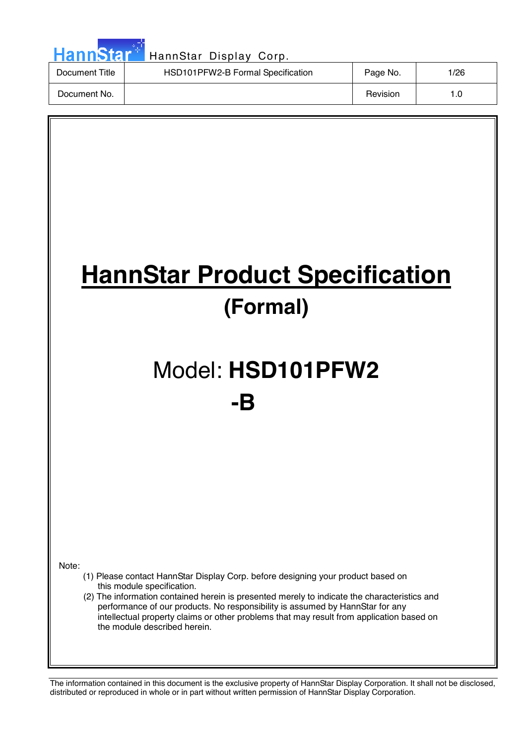| Document Title | HSD101PFW2-B Formal Specification | Page No. | 1/26 |
| --- | --- | --- | --- |
| Document No. | | Revision | 1.0 |

# HannStar Product Specification

## (Formal)

## Model: **HSD101PFW2-B**

Note:

(1) Please contact HannStar Display Corp. before designing your product based on this module specification.

(2) The information contained herein is presented merely to indicate the characteristics and performance of our products. No responsibility is assumed by HannStar for any intellectual property claims or other problems that may result from application based on the module described herein.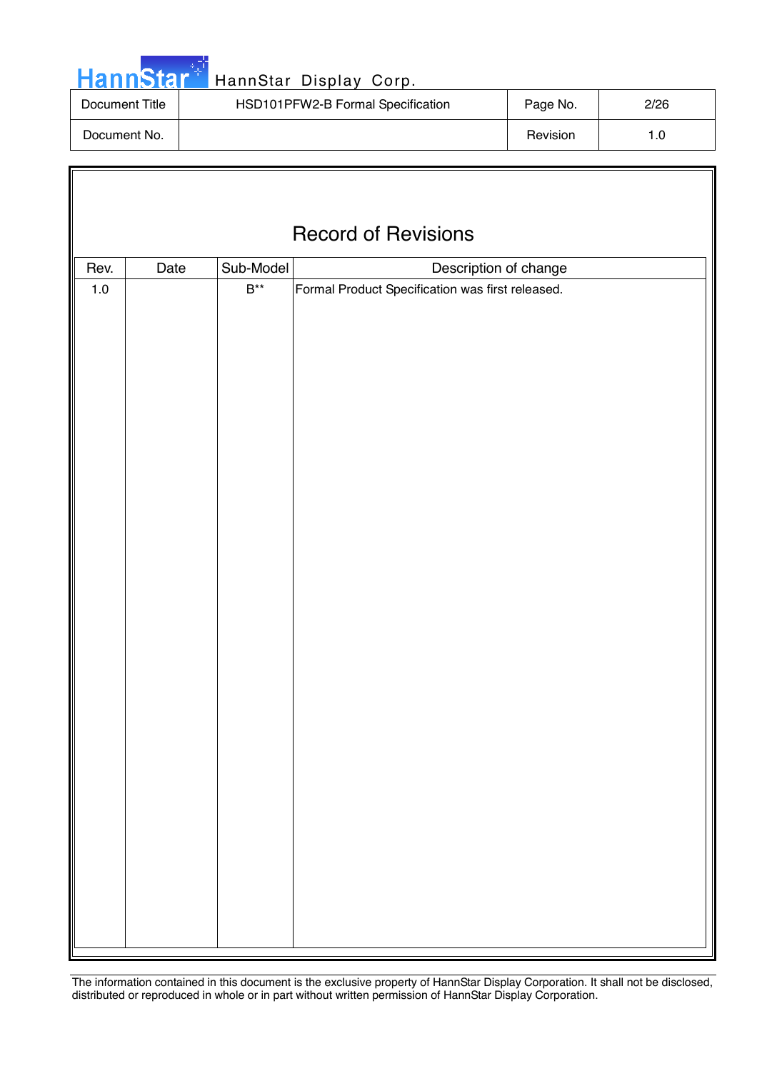# Record of Revisions

| Rev. | Date | Sub-Model | Description of change |
|---|---|---|---|
| 1.0 | | B** | Formal Product Specification was first released. |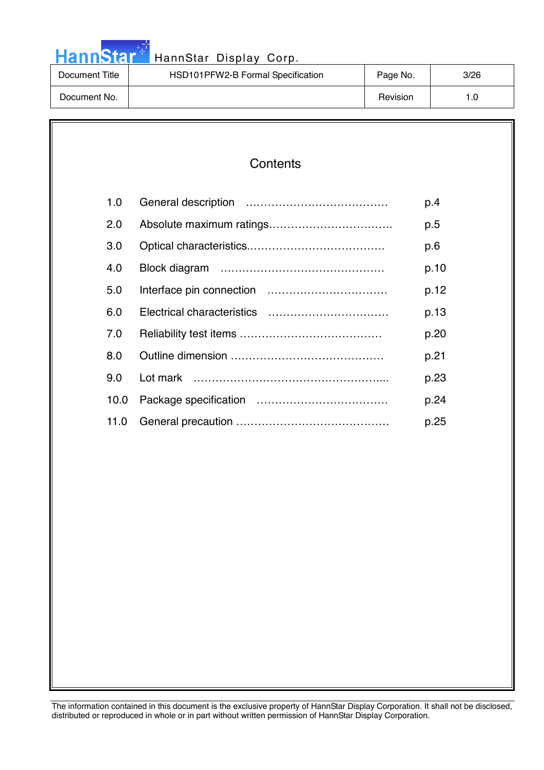# Contents

| | | |
|---|---|---|
| 1.0 | General description ………………………………… | p.4 |
| 2.0 | Absolute maximum ratings……………………………. | p.5 |
| 3.0 | Optical characteristics.………………………………. | p.6 |
| 4.0 | Block diagram ……………………………………… | p.10 |
| 5.0 | Interface pin connection …………………………… | p.12 |
| 6.0 | Electrical characteristics …………………………… | p.13 |
| 7.0 | Reliability test items ………………………………… | p.20 |
| 8.0 | Outline dimension …………………………………… | p.21 |
| 9.0 | Lot mark ……………………………………………... | p.23 |
| 10.0 | Package specification ……………………………… | p.24 |
| 11.0 | General precaution …………………………………… | p.25 |

The information contained in this document is the exclusive property of HannStar Display Corporation. It shall not be disclosed, distributed or reproduced in whole or in part without written permission of HannStar Display Corporation.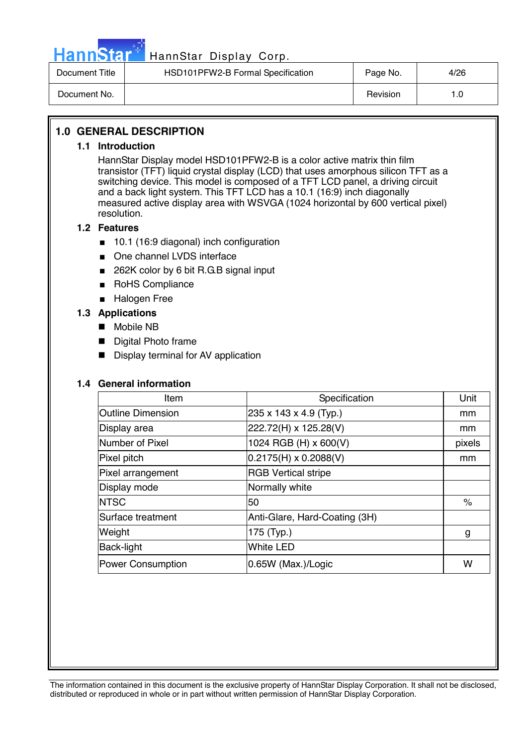# 1.0 GENERAL DESCRIPTION

## 1.1 Introduction

HannStar Display model HSD101PFW2-B is a color active matrix thin film transistor (TFT) liquid crystal display (LCD) that uses amorphous silicon TFT as a switching device. This model is composed of a TFT LCD panel, a driving circuit and a back light system. This TFT LCD has a 10.1 (16:9) inch diagonally measured active display area with WSVGA (1024 horizontal by 600 vertical pixel) resolution.

## 1.2 Features

- 10.1 (16:9 diagonal) inch configuration
- One channel LVDS interface
- 262K color by 6 bit R.G.B signal input
- RoHS Compliance
- Halogen Free

## 1.3 Applications

- Mobile NB
- Digital Photo frame
- Display terminal for AV application

## 1.4 General information

| Item | Specification | Unit |
|---|---|---|
| Outline Dimension | 235 x 143 x 4.9 (Typ.) | mm |
| Display area | 222.72(H) x 125.28(V) | mm |
| Number of Pixel | 1024 RGB (H) x 600(V) | pixels |
| Pixel pitch | 0.2175(H) x 0.2088(V) | mm |
| Pixel arrangement | RGB Vertical stripe | |
| Display mode | Normally white | |
| NTSC | 50 | % |
| Surface treatment | Anti-Glare, Hard-Coating (3H) | |
| Weight | 175 (Typ.) | g |
| Back-light | White LED | |
| Power Consumption | 0.65W (Max.)/Logic | W |

The information contained in this document is the exclusive property of HannStar Display Corporation. It shall not be disclosed, distributed or reproduced in whole or in part without written permission of HannStar Display Corporation.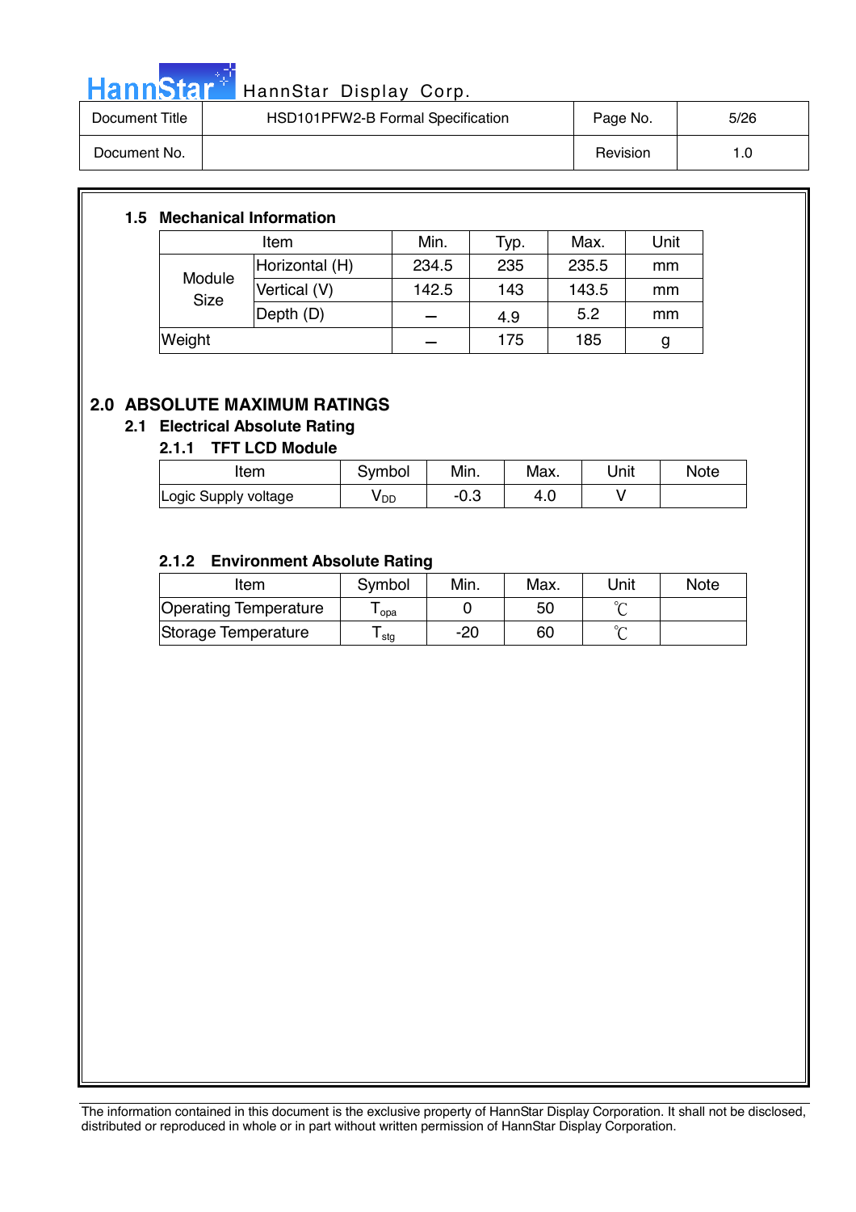### 1.5 Mechanical Information

| Item | | Min. | Typ. | Max. | Unit |
|---|---|---|---|---|---|
| Module Size | Horizontal (H) | 234.5 | 235 | 235.5 | mm |
| | Vertical (V) | 142.5 | 143 | 143.5 | mm |
| | Depth (D) | – | 4.9 | 5.2 | mm |
| Weight | | – | 175 | 185 | g |

## 2.0 ABSOLUTE MAXIMUM RATINGS

### 2.1 Electrical Absolute Rating

#### 2.1.1 TFT LCD Module

| Item | Symbol | Min. | Max. | Unit | Note |
|---|---|---|---|---|---|
| Logic Supply voltage | $V_{DD}$ | -0.3 | 4.0 | V | |

#### 2.1.2 Environment Absolute Rating

| Item | Symbol | Min. | Max. | Unit | Note |
|---|---|---|---|---|---|
| Operating Temperature | $T_{opa}$ | 0 | 50 | ℃ | |
| Storage Temperature | $T_{stg}$ | -20 | 60 | ℃ | |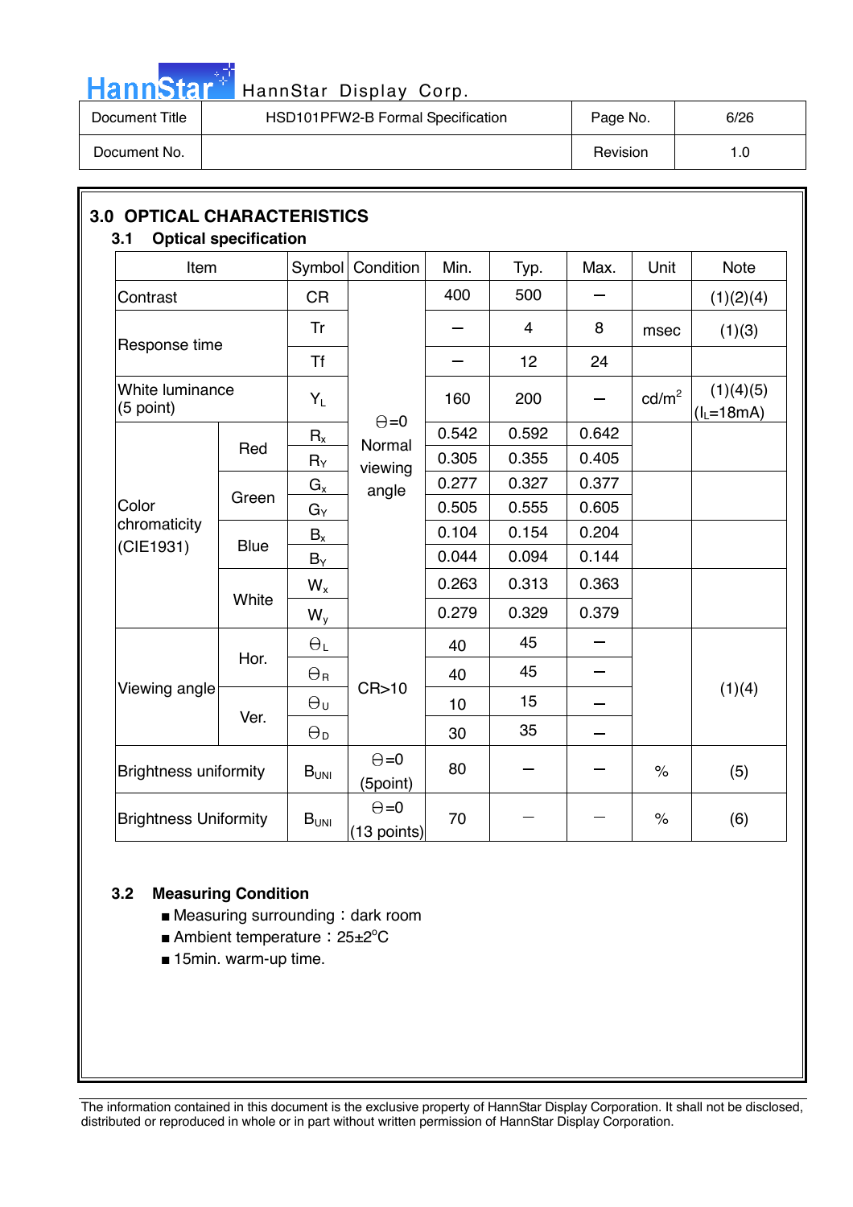## 3.0 OPTICAL CHARACTERISTICS

### 3.1 Optical specification

| Item | | Symbol | Condition | Min. | Typ. | Max. | Unit | Note |
|---|---|---|---|---|---|---|---|---|
| Contrast | | CR | Θ=0 Normal viewing angle | 400 | 500 | – | | (1)(2)(4) |
| Response time | | Tr | | – | 4 | 8 | msec | (1)(3) |
| | | Tf | | – | 12 | 24 | | |
| White luminance (5 point) | | $Y_L$ | | 160 | 200 | – | cd/m² | (1)(4)(5) ($I_L$=18mA) |
| Color chromaticity (CIE1931) | Red | $R_x$ | | 0.542 | 0.592 | 0.642 | | |
| | | $R_Y$ | | 0.305 | 0.355 | 0.405 | | |
| | Green | $G_x$ | | 0.277 | 0.327 | 0.377 | | |
| | | $G_Y$ | | 0.505 | 0.555 | 0.605 | | |
| | Blue | $B_x$ | | 0.104 | 0.154 | 0.204 | | |
| | | $B_Y$ | | 0.044 | 0.094 | 0.144 | | |
| | White | $W_x$ | | 0.263 | 0.313 | 0.363 | | |
| | | $W_y$ | | 0.279 | 0.329 | 0.379 | | |
| Viewing angle | Hor. | $Θ_L$ | CR>10 | 40 | 45 | – | | (1)(4) |
| | | $Θ_R$ | | 40 | 45 | – | | |
| | Ver. | $Θ_U$ | | 10 | 15 | – | | |
| | | $Θ_D$ | | 30 | 35 | – | | |
| Brightness uniformity | | $B_{UNI}$ | Θ=0 (5point) | 80 | – | – | % | (5) |
| Brightness Uniformity | | $B_{UNI}$ | Θ=0 (13 points) | 70 | – | – | % | (6) |

### 3.2 Measuring Condition

- Measuring surrounding：dark room
- Ambient temperature：25±2°C
- 15min. warm-up time.

The information contained in this document is the exclusive property of HannStar Display Corporation. It shall not be disclosed, distributed or reproduced in whole or in part without written permission of HannStar Display Corporation.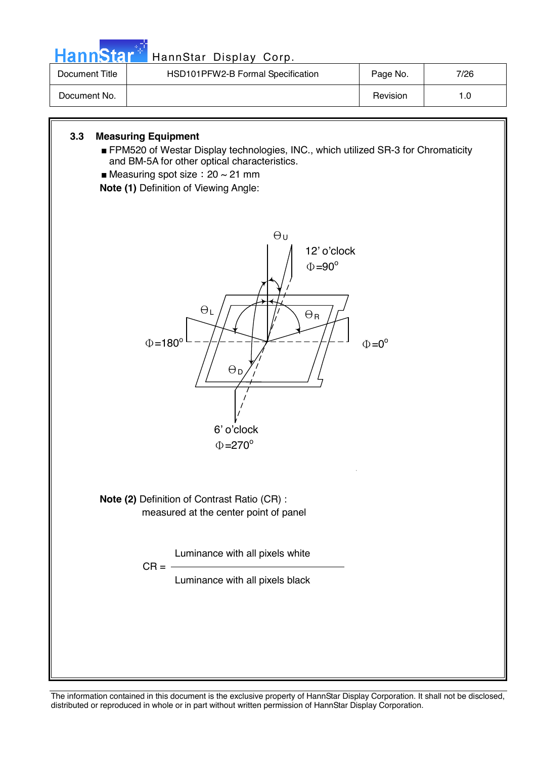### 3.3 Measuring Equipment

- FPM520 of Westar Display technologies, INC., which utilized SR-3 for Chromaticity and BM-5A for other optical characteristics.
- Measuring spot size：20 ~ 21 mm

**Note (1)** Definition of Viewing Angle:

$\Theta_U$

12' o'clock
$\Phi$=90$^o$

$\Theta_L$ $\Theta_R$

$\Phi$=180$^o$ $\Phi$=0$^o$

$\Theta_D$

6' o'clock
$\Phi$=270$^o$

**Note (2)** Definition of Contrast Ratio (CR) :
measured at the center point of panel

$$CR = \frac{\text{Luminance with all pixels white}}{\text{Luminance with all pixels black}}$$

The information contained in this document is the exclusive property of HannStar Display Corporation. It shall not be disclosed, distributed or reproduced in whole or in part without written permission of HannStar Display Corporation.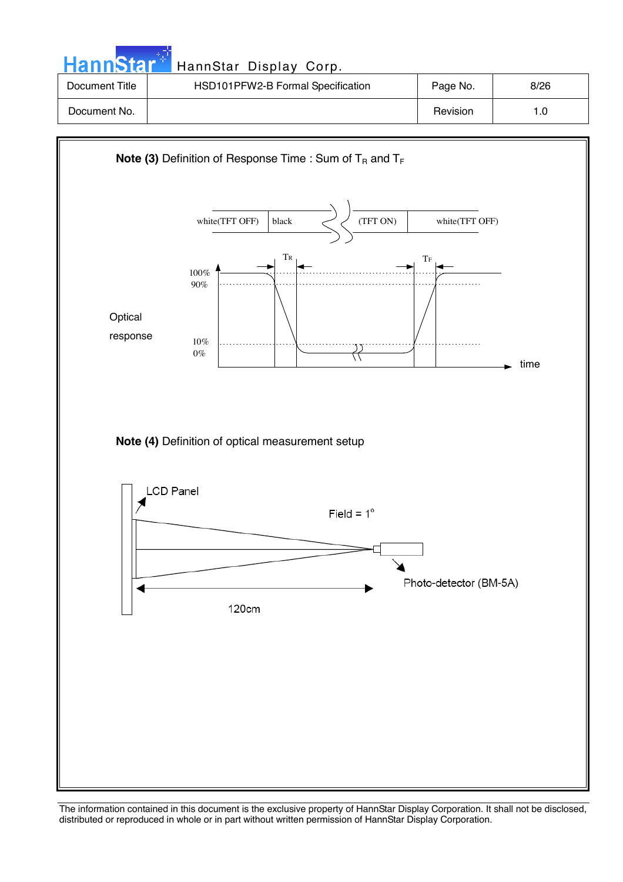**Note (3)** Definition of Response Time : Sum of $T_R$ and $T_F$

white(TFT OFF) | black | (TFT ON) | white(TFT OFF)

$T_R$ $T_F$

100%
90%

Optical response

10%
0%

time

**Note (4)** Definition of optical measurement setup

LCD Panel

Field = 1°

Photo-detector (BM-5A)

120cm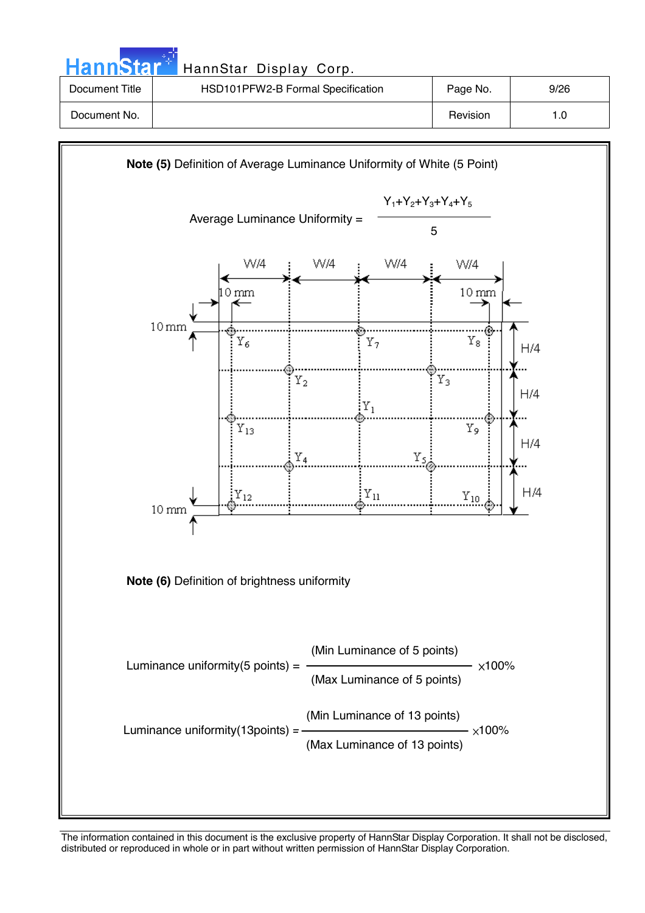**Note (5)** Definition of Average Luminance Uniformity of White (5 Point)

$$\text{Average Luminance Uniformity} = \frac{Y_1+Y_2+Y_3+Y_4+Y_5}{5}$$

W/4 W/4 W/4 W/4

10 mm 10 mm

10 mm

$Y_6$ $Y_7$ $Y_8$ H/4

$Y_2$ $Y_3$ H/4

$Y_1$

$Y_{13}$ $Y_9$ H/4

$Y_4$ $Y_5$

$Y_{12}$ $Y_{11}$ $Y_{10}$ H/4

10 mm

**Note (6)** Definition of brightness uniformity

$$\text{Luminance uniformity(5 points)} = \frac{\text{(Min Luminance of 5 points)}}{\text{(Max Luminance of 5 points)}} \times 100\%$$

$$\text{Luminance uniformity(13points)} = \frac{\text{(Min Luminance of 13 points)}}{\text{(Max Luminance of 13 points)}} \times 100\%$$

The information contained in this document is the exclusive property of HannStar Display Corporation. It shall not be disclosed, distributed or reproduced in whole or in part without written permission of HannStar Display Corporation.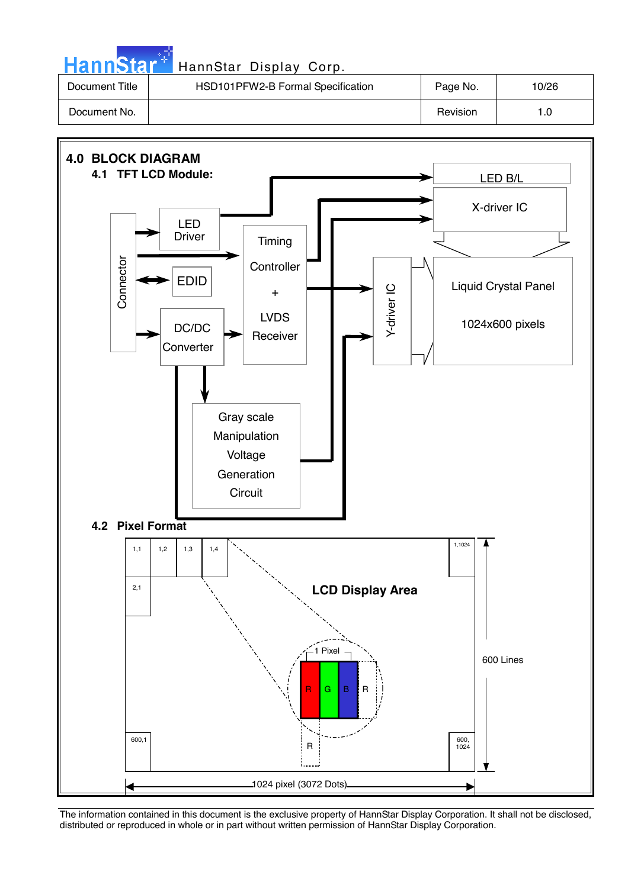## 4.0 BLOCK DIAGRAM

### 4.1 TFT LCD Module:

Connector

LED Driver

EDID

DC/DC Converter

Timing Controller + LVDS Receiver

LED B/L

X-driver IC

Y-driver IC

Liquid Crystal Panel

1024x600 pixels

Gray scale Manipulation Voltage Generation Circuit

### 4.2 Pixel Format

1,1 1,2 1,3 1,4 1,1024

2,1

LCD Display Area

1 Pixel

R G B R

R

600,1 600, 1024

600 Lines

1024 pixel (3072 Dots)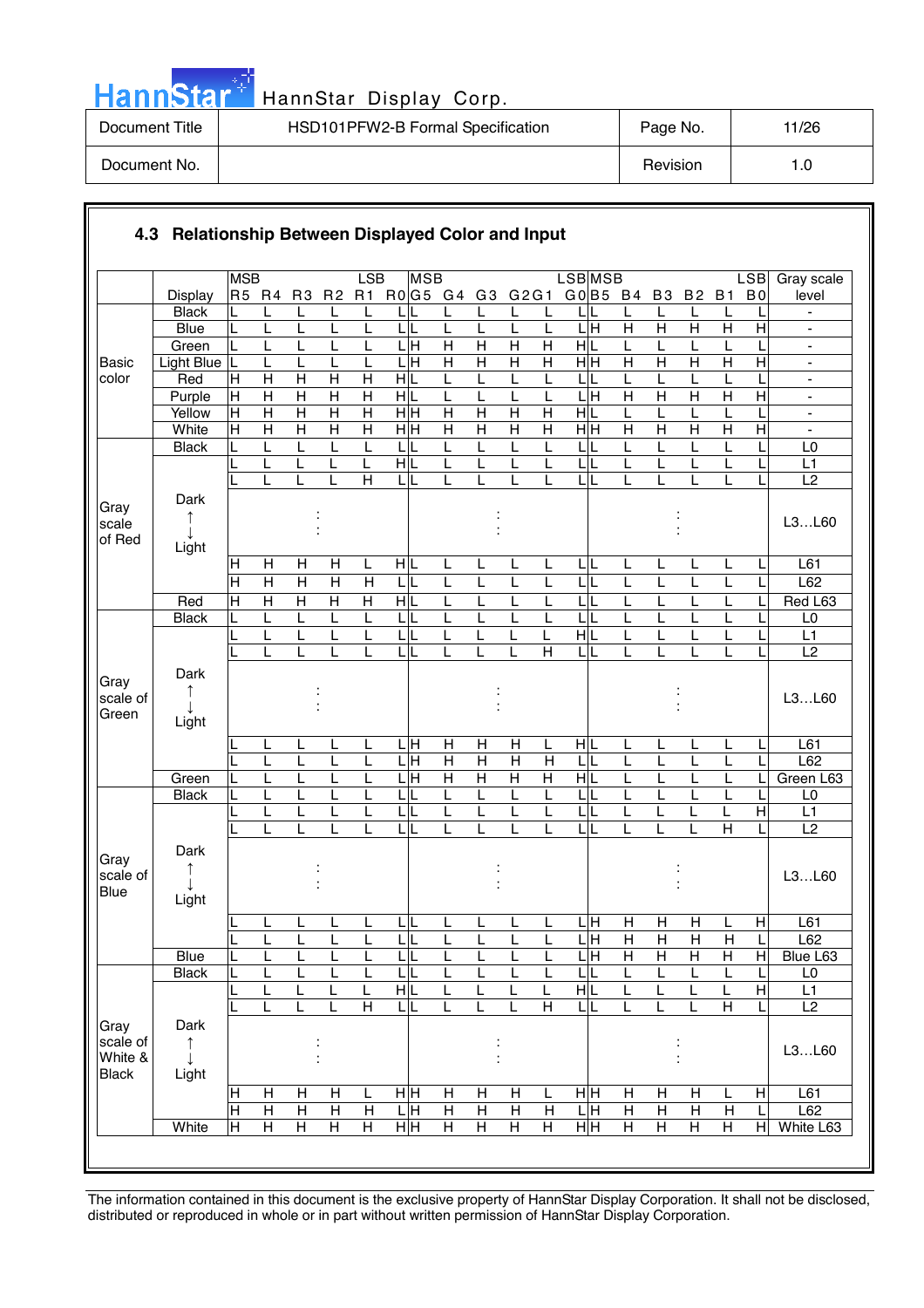## 4.3 Relationship Between Displayed Color and Input

| | Display | R5 (MSB) | R4 | R3 | R2 | R1 | R0 (LSB) | G5 (MSB) | G4 | G3 | G2 | G1 | G0 (LSB) | B5 (MSB) | B4 | B3 | B2 | B1 | B0 (LSB) | Gray scale level |
|---|---|---|---|---|---|---|---|---|---|---|---|---|---|---|---|---|---|---|---|---|
| Basic color | Black | L | L | L | L | L | L | L | L | L | L | L | L | L | L | L | L | L | L | - |
| | Blue | L | L | L | L | L | L | L | L | L | L | L | L | H | H | H | H | H | H | - |
| | Green | L | L | L | L | L | L | H | H | H | H | H | H | L | L | L | L | L | L | - |
| | Light Blue | L | L | L | L | L | L | H | H | H | H | H | H | H | H | H | H | H | H | - |
| | Red | H | H | H | H | H | H | L | L | L | L | L | L | L | L | L | L | L | L | - |
| | Purple | H | H | H | H | H | H | L | L | L | L | L | L | H | H | H | H | H | H | - |
| | Yellow | H | H | H | H | H | H | H | H | H | H | H | H | L | L | L | L | L | L | - |
| | White | H | H | H | H | H | H | H | H | H | H | H | H | H | H | H | H | H | H | - |
| Gray scale of Red | Black | L | L | L | L | L | L | L | L | L | L | L | L | L | L | L | L | L | L | L0 |
| | | L | L | L | L | L | H | L | L | L | L | L | L | L | L | L | L | L | L | L1 |
| | | L | L | L | L | H | L | L | L | L | L | L | L | L | L | L | L | L | L | L2 |
| | Dark ↑ ↓ Light | | | : | | | | | | : | | | | | | : | | | | L3…L60 |
| | | H | H | H | H | L | H | L | L | L | L | L | L | L | L | L | L | L | L | L61 |
| | | H | H | H | H | H | L | L | L | L | L | L | L | L | L | L | L | L | L | L62 |
| | Red | H | H | H | H | H | H | L | L | L | L | L | L | L | L | L | L | L | L | Red L63 |
| Gray scale of Green | Black | L | L | L | L | L | L | L | L | L | L | L | L | L | L | L | L | L | L | L0 |
| | | L | L | L | L | L | L | L | L | L | L | L | H | L | L | L | L | L | L | L1 |
| | | L | L | L | L | L | L | L | L | L | L | H | L | L | L | L | L | L | L | L2 |
| | Dark ↑ ↓ Light | | | : | | | | | | : | | | | | | : | | | | L3…L60 |
| | | L | L | L | L | L | L | H | H | H | H | L | H | L | L | L | L | L | L | L61 |
| | | L | L | L | L | L | L | H | H | H | H | H | L | L | L | L | L | L | L | L62 |
| | Green | L | L | L | L | L | L | H | H | H | H | H | H | L | L | L | L | L | L | Green L63 |
| Gray scale of Blue | Black | L | L | L | L | L | L | L | L | L | L | L | L | L | L | L | L | L | L | L0 |
| | | L | L | L | L | L | L | L | L | L | L | L | L | L | L | L | L | L | H | L1 |
| | | L | L | L | L | L | L | L | L | L | L | L | L | L | L | L | L | H | L | L2 |
| | Dark ↑ ↓ Light | | | : | | | | | | : | | | | | | : | | | | L3…L60 |
| | | L | L | L | L | L | L | L | L | L | L | L | L | H | H | H | H | L | H | L61 |
| | | L | L | L | L | L | L | L | L | L | L | L | L | H | H | H | H | H | L | L62 |
| | Blue | L | L | L | L | L | L | L | L | L | L | L | L | H | H | H | H | H | H | Blue L63 |
| Gray scale of White & Black | Black | L | L | L | L | L | L | L | L | L | L | L | L | L | L | L | L | L | L | L0 |
| | | L | L | L | L | L | H | L | L | L | L | L | H | L | L | L | L | L | H | L1 |
| | | L | L | L | L | H | L | L | L | L | L | H | L | L | L | L | L | H | L | L2 |
| | Dark ↑ ↓ Light | | | : | | | | | | : | | | | | | : | | | | L3…L60 |
| | | H | H | H | H | L | H | H | H | H | H | L | H | H | H | H | H | L | H | L61 |
| | | H | H | H | H | H | L | H | H | H | H | H | L | H | H | H | H | H | L | L62 |
| | White | H | H | H | H | H | H | H | H | H | H | H | H | H | H | H | H | H | H | White L63 |

The information contained in this document is the exclusive property of HannStar Display Corporation. It shall not be disclosed, distributed or reproduced in whole or in part without written permission of HannStar Display Corporation.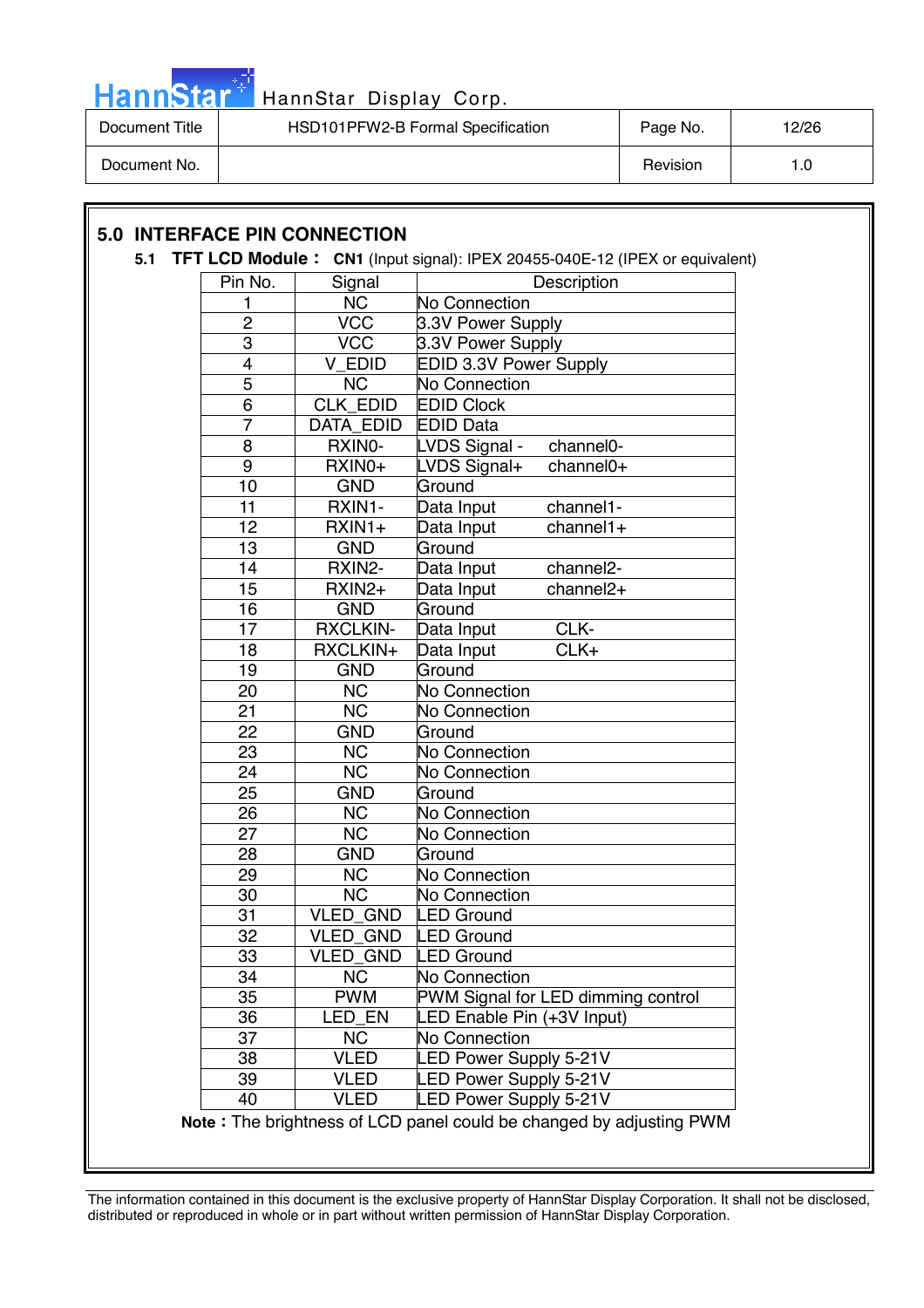## 5.0 INTERFACE PIN CONNECTION

### 5.1 TFT LCD Module : CN1 (Input signal): IPEX 20455-040E-12 (IPEX or equivalent)

| Pin No. | Signal | Description |
|---|---|---|
| 1 | NC | No Connection |
| 2 | VCC | 3.3V Power Supply |
| 3 | VCC | 3.3V Power Supply |
| 4 | V_EDID | EDID 3.3V Power Supply |
| 5 | NC | No Connection |
| 6 | CLK_EDID | EDID Clock |
| 7 | DATA_EDID | EDID Data |
| 8 | RXIN0- | LVDS Signal - channel0- |
| 9 | RXIN0+ | LVDS Signal+ channel0+ |
| 10 | GND | Ground |
| 11 | RXIN1- | Data Input channel1- |
| 12 | RXIN1+ | Data Input channel1+ |
| 13 | GND | Ground |
| 14 | RXIN2- | Data Input channel2- |
| 15 | RXIN2+ | Data Input channel2+ |
| 16 | GND | Ground |
| 17 | RXCLKIN- | Data Input CLK- |
| 18 | RXCLKIN+ | Data Input CLK+ |
| 19 | GND | Ground |
| 20 | NC | No Connection |
| 21 | NC | No Connection |
| 22 | GND | Ground |
| 23 | NC | No Connection |
| 24 | NC | No Connection |
| 25 | GND | Ground |
| 26 | NC | No Connection |
| 27 | NC | No Connection |
| 28 | GND | Ground |
| 29 | NC | No Connection |
| 30 | NC | No Connection |
| 31 | VLED_GND | LED Ground |
| 32 | VLED_GND | LED Ground |
| 33 | VLED_GND | LED Ground |
| 34 | NC | No Connection |
| 35 | PWM | PWM Signal for LED dimming control |
| 36 | LED_EN | LED Enable Pin (+3V Input) |
| 37 | NC | No Connection |
| 38 | VLED | LED Power Supply 5-21V |
| 39 | VLED | LED Power Supply 5-21V |
| 40 | VLED | LED Power Supply 5-21V |

**Note :** The brightness of LCD panel could be changed by adjusting PWM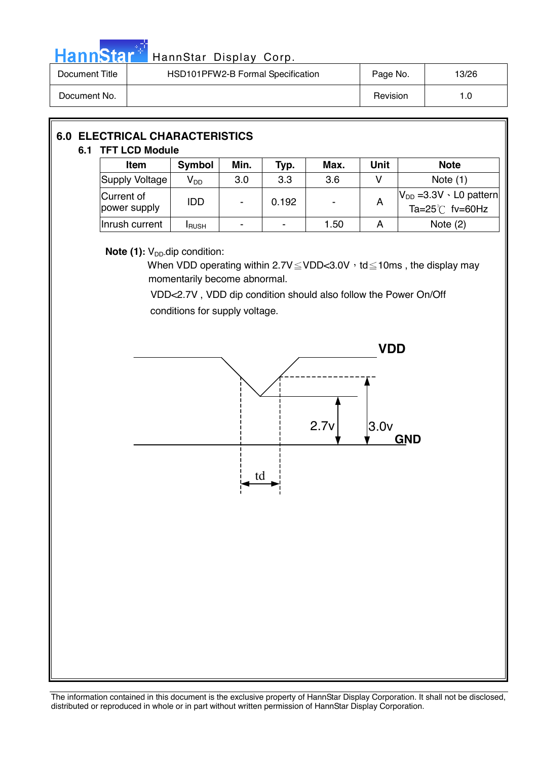## 6.0 ELECTRICAL CHARACTERISTICS

### 6.1 TFT LCD Module

| Item | Symbol | Min. | Typ. | Max. | Unit | Note |
|---|---|---|---|---|---|---|
| Supply Voltage | $V_{DD}$ | 3.0 | 3.3 | 3.6 | V | Note (1) |
| Current of power supply | IDD | - | 0.192 | - | A | $V_{DD}$ =3.3V 、L0 pattern Ta=25℃ fv=60Hz |
| Inrush current | $I_{RUSH}$ | - | - | 1.50 | A | Note (2) |

**Note (1):** $V_{DD}$ dip condition:

When VDD operating within 2.7V≦VDD<3.0V，td≦10ms , the display may momentarily become abnormal.

VDD<2.7V , VDD dip condition should also follow the Power On/Off conditions for supply voltage.

VDD

2.7v

3.0v

GND

td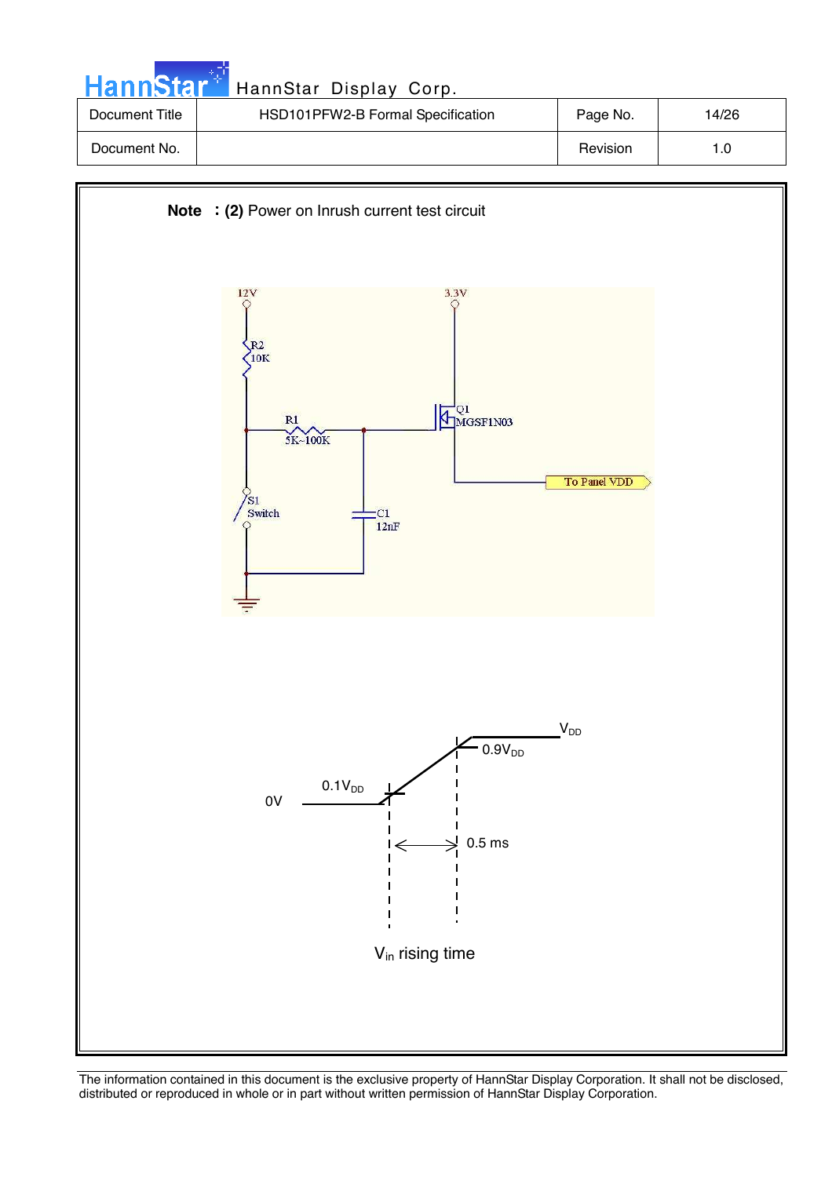**Note ：(2)** Power on Inrush current test circuit

12V

R2
10K

R1
5K~100K

3.3V

Q1
MGSF1N03

To Panel VDD

S1
Switch

C1
12nF

$V_{DD}$

$0.9V_{DD}$

$0.1V_{DD}$

0V

0.5 ms

$V_{in}$ rising time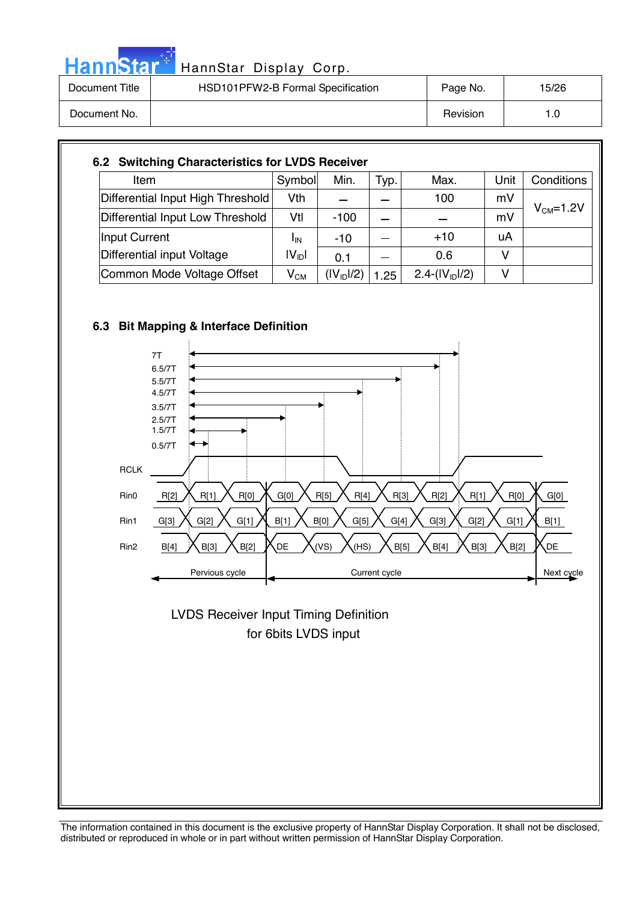## 6.2 Switching Characteristics for LVDS Receiver

| Item | Symbol | Min. | Typ. | Max. | Unit | Conditions |
|---|---|---|---|---|---|---|
| Differential Input High Threshold | Vth | — | — | 100 | mV | $V_{CM}$=1.2V |
| Differential Input Low Threshold | Vtl | -100 | — | — | mV | |
| Input Current | $I_{IN}$ | -10 | — | +10 | uA | |
| Differential input Voltage | $\lvert V_{ID} \rvert$ | 0.1 | — | 0.6 | V | |
| Common Mode Voltage Offset | $V_{CM}$ | $(\lvert V_{ID} \rvert/2)$ | 1.25 | $2.4-(\lvert V_{ID} \rvert/2)$ | V | |

## 6.3 Bit Mapping & Interface Definition

7T
6.5/7T
5.5/7T
4.5/7T
3.5/7T
2.5/7T
1.5/7T
0.5/7T

RCLK

| Signal | Pervious cycle | | | Current cycle | | | | | | | Next cycle | | |
|---|---|---|---|---|---|---|---|---|---|---|---|---|---|
| Rin0 | R[2] | R[1] | R[0] | G[0] | R[5] | R[4] | R[3] | R[2] | R[1] | R[0] | G[0] |
| Rin1 | G[3] | G[2] | G[1] | B[1] | B[0] | G[5] | G[4] | G[3] | G[2] | G[1] | B[1] |
| Rin2 | B[4] | B[3] | B[2] | DE | (VS) | (HS) | B[5] | B[4] | B[3] | B[2] | DE |

LVDS Receiver Input Timing Definition
for 6bits LVDS input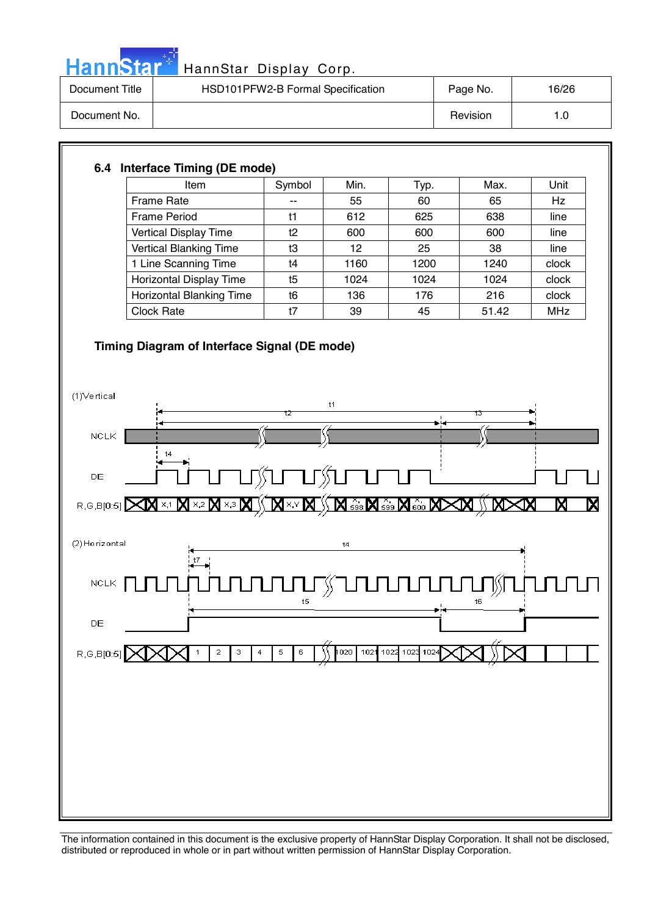### 6.4 Interface Timing (DE mode)

| Item | Symbol | Min. | Typ. | Max. | Unit |
|---|---|---|---|---|---|
| Frame Rate | -- | 55 | 60 | 65 | Hz |
| Frame Period | t1 | 612 | 625 | 638 | line |
| Vertical Display Time | t2 | 600 | 600 | 600 | line |
| Vertical Blanking Time | t3 | 12 | 25 | 38 | line |
| 1 Line Scanning Time | t4 | 1160 | 1200 | 1240 | clock |
| Horizontal Display Time | t5 | 1024 | 1024 | 1024 | clock |
| Horizontal Blanking Time | t6 | 136 | 176 | 216 | clock |
| Clock Rate | t7 | 39 | 45 | 51.42 | MHz |

### Timing Diagram of Interface Signal (DE mode)

(1)Vertical

t1, t2, t3, t4

NCLK

DE

R,G,B[0:5] X,1 X,2 X,3 X,Y X,598 X,599 X,600

(2)Horizontal

t4, t7

NCLK

t5, t6

DE

R,G,B[0:5] 1 2 3 4 5 6 1020 1021 1022 1023 1024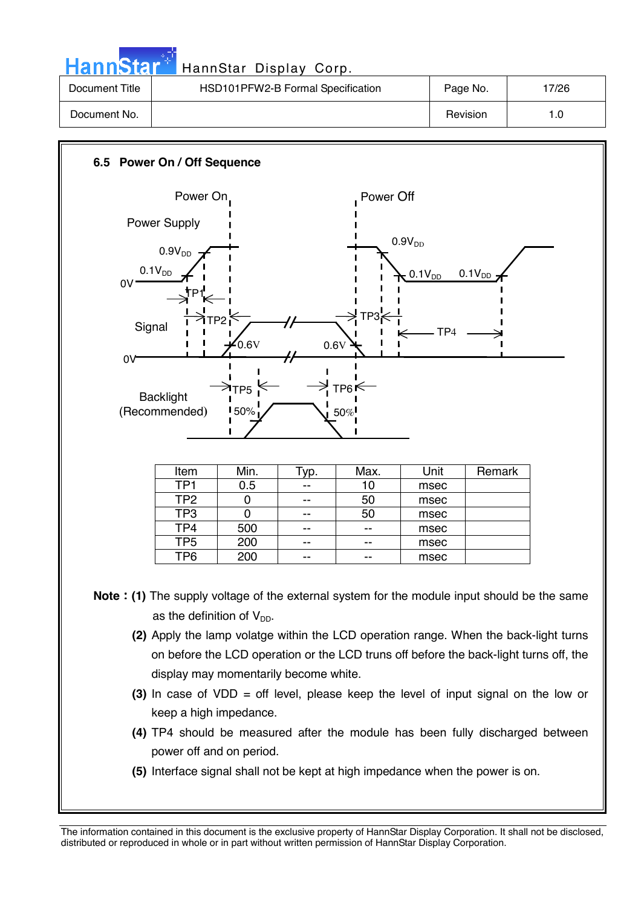### 6.5 Power On / Off Sequence

Power On

Power Off

Power Supply

$0.9V_{DD}$

$0.1V_{DD}$

0V

TP1

$0.9V_{DD}$

$0.1V_{DD}$

$0.1V_{DD}$

Signal

TP2

TP3

TP4

0.6V

0.6V

0V

Backlight (Recommended)

TP5

TP6

50%

50%

| Item | Min. | Typ. | Max. | Unit | Remark |
|---|---|---|---|---|---|
| TP1 | 0.5 | -- | 10 | msec | |
| TP2 | 0 | -- | 50 | msec | |
| TP3 | 0 | -- | 50 | msec | |
| TP4 | 500 | -- | -- | msec | |
| TP5 | 200 | -- | -- | msec | |
| TP6 | 200 | -- | -- | msec | |

**Note : (1)** The supply voltage of the external system for the module input should be the same as the definition of $V_{DD}$.

**(2)** Apply the lamp volatge within the LCD operation range. When the back-light turns on before the LCD operation or the LCD truns off before the back-light turns off, the display may momentarily become white.

**(3)** In case of VDD = off level, please keep the level of input signal on the low or keep a high impedance.

**(4)** TP4 should be measured after the module has been fully discharged between power off and on period.

**(5)** Interface signal shall not be kept at high impedance when the power is on.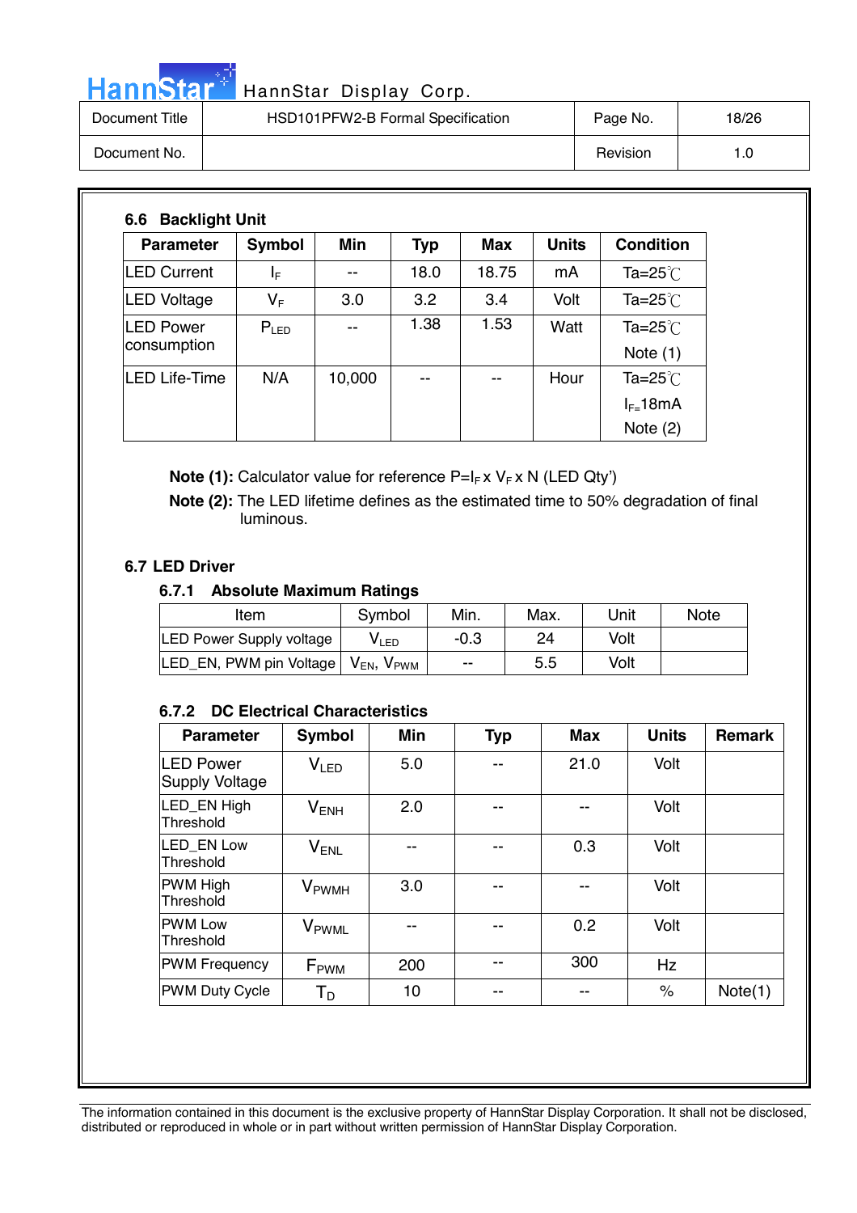### 6.6 Backlight Unit

| Parameter | Symbol | Min | Typ | Max | Units | Condition |
|---|---|---|---|---|---|---|
| LED Current | $I_F$ | -- | 18.0 | 18.75 | mA | Ta=25℃ |
| LED Voltage | $V_F$ | 3.0 | 3.2 | 3.4 | Volt | Ta=25℃ |
| LED Power consumption | $P_{LED}$ | -- | 1.38 | 1.53 | Watt | Ta=25℃ Note (1) |
| LED Life-Time | N/A | 10,000 | -- | -- | Hour | Ta=25℃ $I_F$=18mA Note (2) |

**Note (1):** Calculator value for reference $P = I_F \times V_F \times N$ (LED Qty')

**Note (2):** The LED lifetime defines as the estimated time to 50% degradation of final luminous.

### 6.7 LED Driver

#### 6.7.1 Absolute Maximum Ratings

| Item | Symbol | Min. | Max. | Unit | Note |
|---|---|---|---|---|---|
| LED Power Supply voltage | $V_{LED}$ | -0.3 | 24 | Volt | |
| LED_EN, PWM pin Voltage | $V_{EN}$, $V_{PWM}$ | -- | 5.5 | Volt | |

#### 6.7.2 DC Electrical Characteristics

| Parameter | Symbol | Min | Typ | Max | Units | Remark |
|---|---|---|---|---|---|---|
| LED Power Supply Voltage | $V_{LED}$ | 5.0 | -- | 21.0 | Volt | |
| LED_EN High Threshold | $V_{ENH}$ | 2.0 | -- | -- | Volt | |
| LED_EN Low Threshold | $V_{ENL}$ | -- | -- | 0.3 | Volt | |
| PWM High Threshold | $V_{PWMH}$ | 3.0 | -- | -- | Volt | |
| PWM Low Threshold | $V_{PWML}$ | -- | -- | 0.2 | Volt | |
| PWM Frequency | $F_{PWM}$ | 200 | -- | 300 | Hz | |
| PWM Duty Cycle | $T_D$ | 10 | -- | -- | % | Note(1) |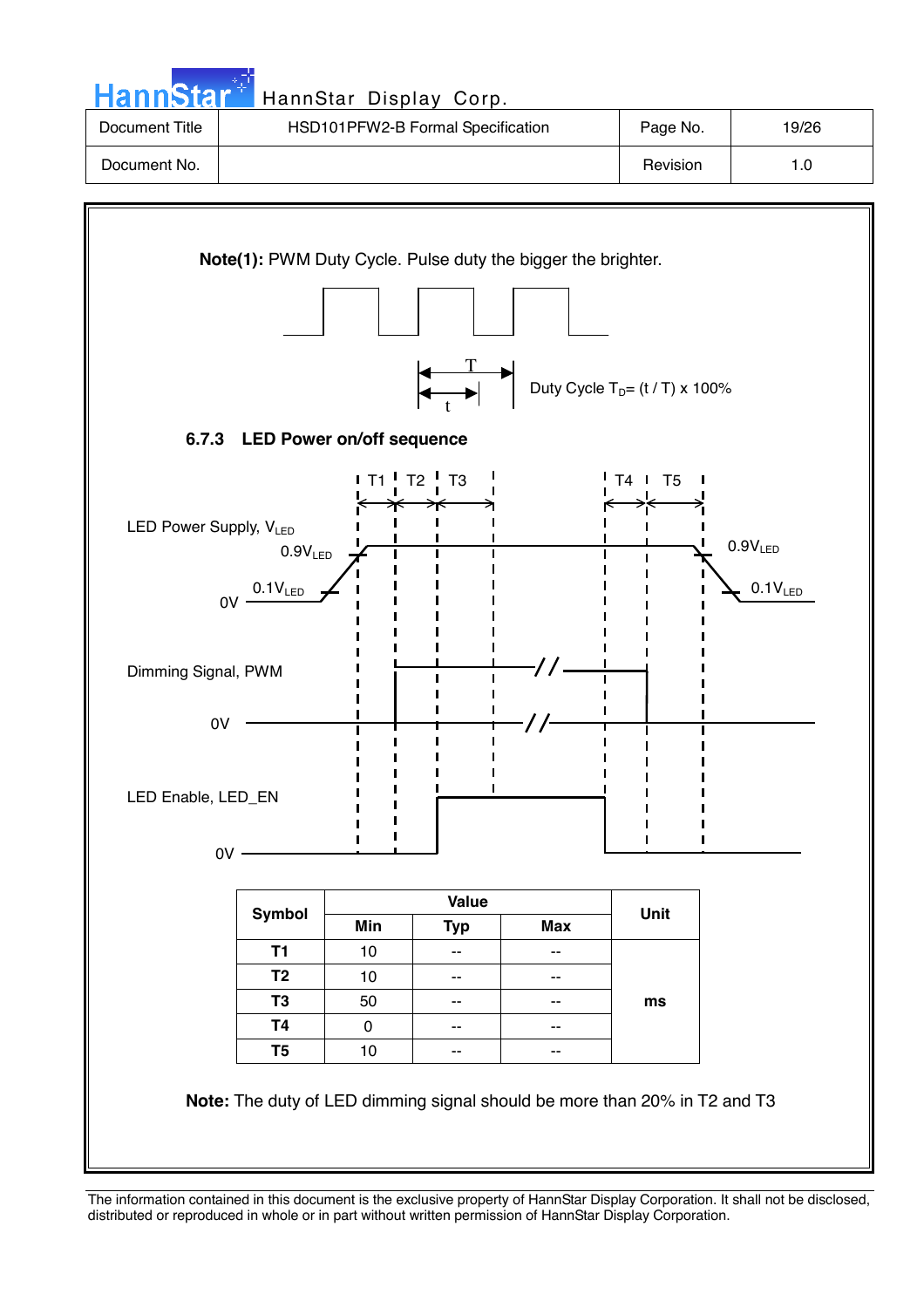**Note(1):** PWM Duty Cycle. Pulse duty the bigger the brighter.

Duty Cycle $T_D$= (t / T) x 100%

### 6.7.3 LED Power on/off sequence

LED Power Supply, $V_{LED}$

$0.9V_{LED}$

$0.1V_{LED}$

0V

Dimming Signal, PWM

0V

LED Enable, LED_EN

0V

| Symbol | Value | | | Unit |
|---|---|---|---|---|
| | Min | Typ | Max | |
| T1 | 10 | -- | -- | ms |
| T2 | 10 | -- | -- | |
| T3 | 50 | -- | -- | |
| T4 | 0 | -- | -- | |
| T5 | 10 | -- | -- | |

**Note:** The duty of LED dimming signal should be more than 20% in T2 and T3

The information contained in this document is the exclusive property of HannStar Display Corporation. It shall not be disclosed, distributed or reproduced in whole or in part without written permission of HannStar Display Corporation.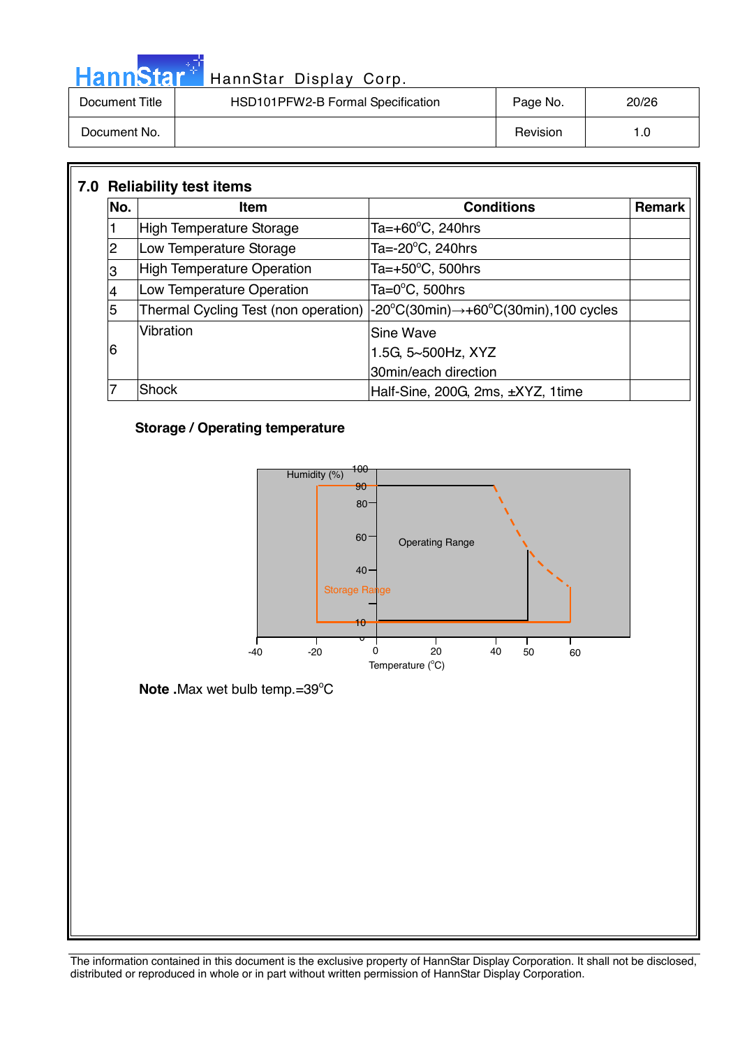## 7.0 Reliability test items

| No. | Item | Conditions | Remark |
|---|---|---|---|
| 1 | High Temperature Storage | Ta=+60°C, 240hrs | |
| 2 | Low Temperature Storage | Ta=-20°C, 240hrs | |
| 3 | High Temperature Operation | Ta=+50°C, 500hrs | |
| 4 | Low Temperature Operation | Ta=0°C, 500hrs | |
| 5 | Thermal Cycling Test (non operation) | -20°C(30min)→+60°C(30min),100 cycles | |
| 6 | Vibration | Sine Wave<br>1.5G, 5~500Hz, XYZ<br>30min/each direction | |
| 7 | Shock | Half-Sine, 200G, 2ms, ±XYZ, 1time | |

**Storage / Operating temperature**

Humidity (%)

Operating Range

Storage Range

Temperature (°C)

**Note** .Max wet bulb temp.=39°C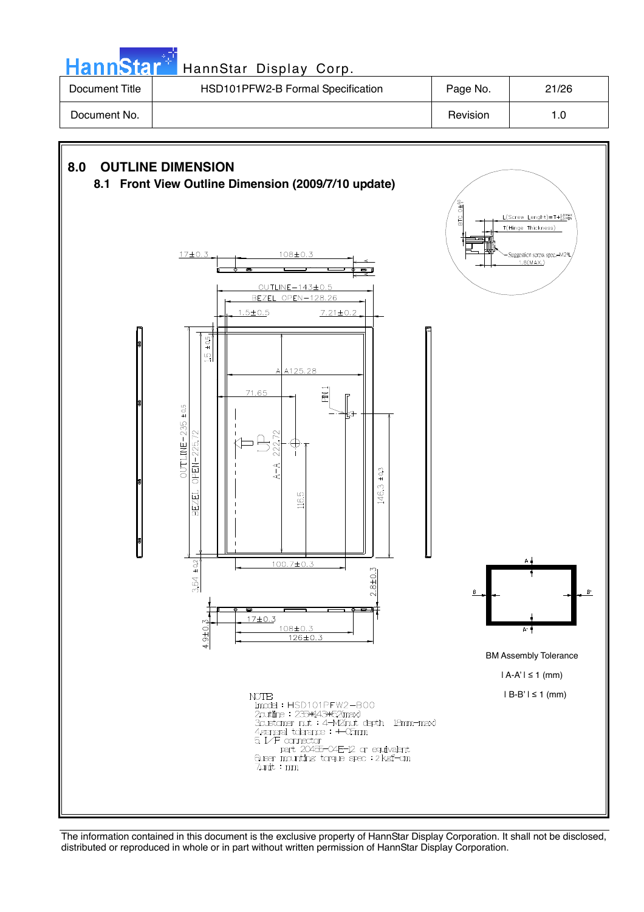## 8.0 OUTLINE DIMENSION

### 8.1 Front View Outline Dimension (2009/7/10 update)

BM Assembly Tolerance

| A-A' | ≤ 1 (mm)

| B-B' | ≤ 1 (mm)

NOTE:
1.model : HSD101PFW2-B00
2.outline : 235*143*5.2(max)
3.customer nut : 4-M2nut depth 1.8mm-max)
4.general tolerance : +-0.5mm
5.I/F connector
part 20455-04E-12 or equivalent
6.user mounting torque spec : 2 kgf-cm
7.unit : mm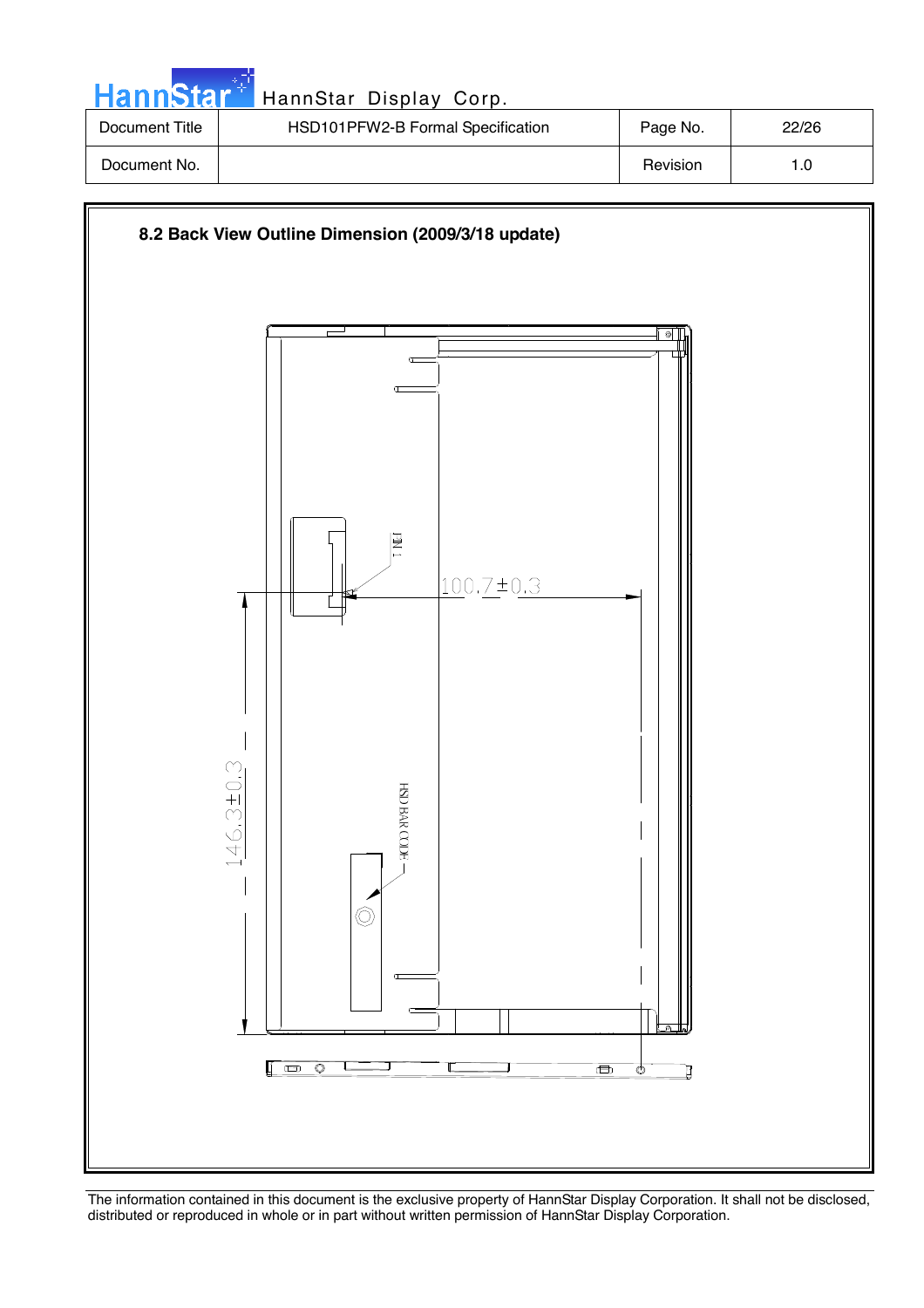| Document Title | HSD101PFW2-B Formal Specification | Page No. | 22/26 |
|---|---|---|---|
| Document No. | | Revision | 1.0 |

## 8.2 Back View Outline Damension (2009/3/18 update)

PIN 1

100.7±0.3

146.3±0.3

HSD BAR CODE

The information contained in this document is the exclusive property of HannStar Display Corporation. It shall not be disclosed, distributed or reproduced in whole or in part without written permission of HannStar Display Corporation.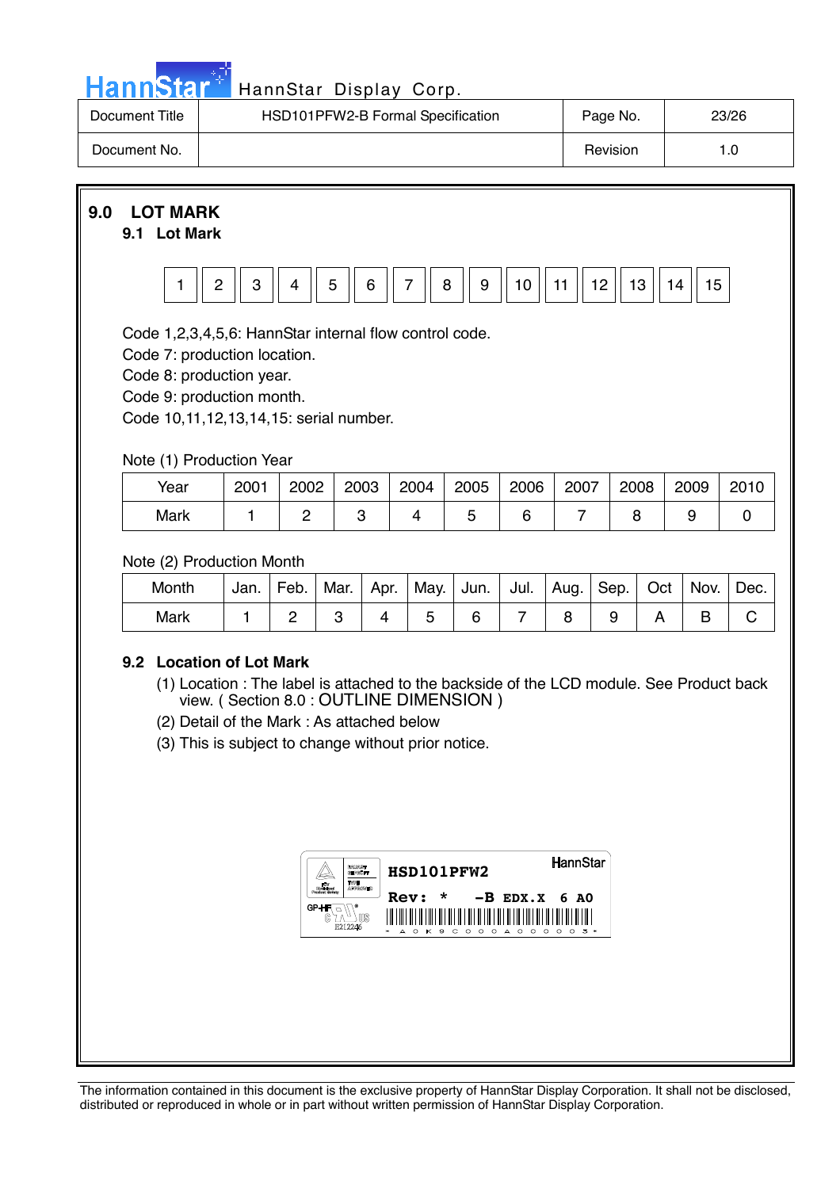## 9.0 LOT MARK

### 9.1 Lot Mark

| 1 | 2 | 3 | 4 | 5 | 6 | 7 | 8 | 9 | 10 | 11 | 12 | 13 | 14 | 15 |
|---|---|---|---|---|---|---|---|---|---|---|---|---|---|---|

Code 1,2,3,4,5,6: HannStar internal flow control code.
Code 7: production location.
Code 8: production year.
Code 9: production month.
Code 10,11,12,13,14,15: serial number.

Note (1) Production Year

| Year | 2001 | 2002 | 2003 | 2004 | 2005 | 2006 | 2007 | 2008 | 2009 | 2010 |
|---|---|---|---|---|---|---|---|---|---|---|
| Mark | 1 | 2 | 3 | 4 | 5 | 6 | 7 | 8 | 9 | 0 |

Note (2) Production Month

| Month | Jan. | Feb. | Mar. | Apr. | May. | Jun. | Jul. | Aug. | Sep. | Oct | Nov. | Dec. |
|---|---|---|---|---|---|---|---|---|---|---|---|---|
| Mark | 1 | 2 | 3 | 4 | 5 | 6 | 7 | 8 | 9 | A | B | C |

### 9.2 Location of Lot Mark

(1) Location : The label is attached to the backside of the LCD module. See Product back view. ( Section 8.0 : OUTLINE DIMENSION )

(2) Detail of the Mark : As attached below

(3) This is subject to change without prior notice.

HSD101PFW2
HannStar
Rev: * -B EDX.X 6 A0
GP-HF E212246
* A 0 K 9 C 0 0 0 A 0 0 0 0 0 3 *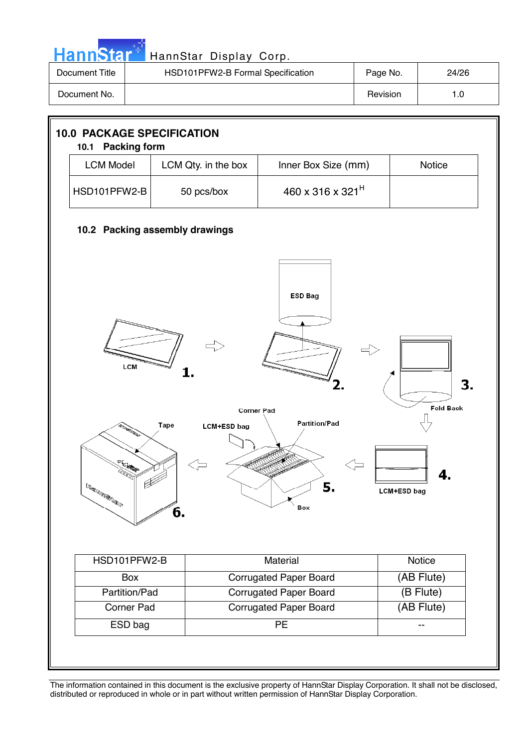## 10.0 PACKAGE SPECIFICATION

### 10.1 Packing form

| LCM Model | LCM Qty. in the box | Inner Box Size (mm) | Notice |
|---|---|---|---|
| HSD101PFW2-B | 50 pcs/box | 460 x 316 x 321$^{H}$ | |

### 10.2 Packing assembly drawings

| HSD101PFW2-B | Material | Notice |
|---|---|---|
| Box | Corrugated Paper Board | (AB Flute) |
| Partition/Pad | Corrugated Paper Board | (B Flute) |
| Corner Pad | Corrugated Paper Board | (AB Flute) |
| ESD bag | PE | -- |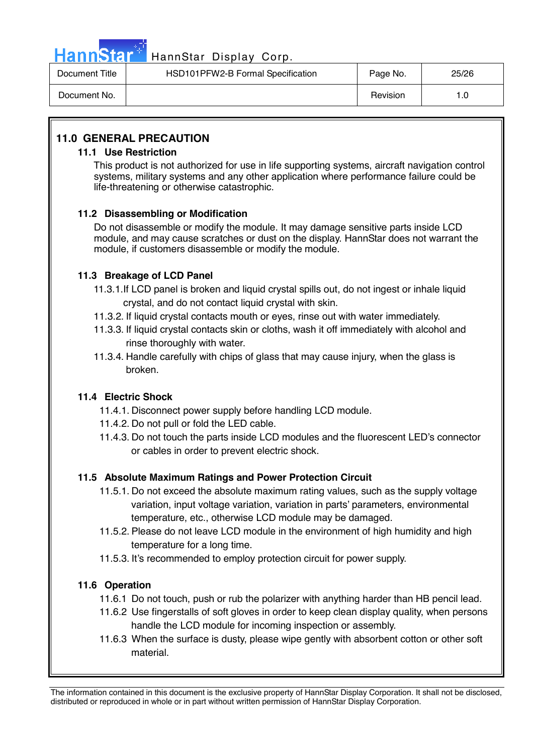## 11.0 GENERAL PRECAUTION

### 11.1 Use Restriction

This product is not authorized for use in life supporting systems, aircraft navigation control systems, military systems and any other application where performance failure could be life-threatening or otherwise catastrophic.

### 11.2 Disassembling or Modification

Do not disassemble or modify the module. It may damage sensitive parts inside LCD module, and may cause scratches or dust on the display. HannStar does not warrant the module, if customers disassemble or modify the module.

### 11.3 Breakage of LCD Panel

11.3.1.If LCD panel is broken and liquid crystal spills out, do not ingest or inhale liquid crystal, and do not contact liquid crystal with skin.

11.3.2. If liquid crystal contacts mouth or eyes, rinse out with water immediately.

11.3.3. If liquid crystal contacts skin or cloths, wash it off immediately with alcohol and rinse thoroughly with water.

11.3.4. Handle carefully with chips of glass that may cause injury, when the glass is broken.

### 11.4 Electric Shock

11.4.1. Disconnect power supply before handling LCD module.

11.4.2. Do not pull or fold the LED cable.

11.4.3. Do not touch the parts inside LCD modules and the fluorescent LED's connector or cables in order to prevent electric shock.

### 11.5 Absolute Maximum Ratings and Power Protection Circuit

11.5.1. Do not exceed the absolute maximum rating values, such as the supply voltage variation, input voltage variation, variation in parts' parameters, environmental temperature, etc., otherwise LCD module may be damaged.

11.5.2. Please do not leave LCD module in the environment of high humidity and high temperature for a long time.

11.5.3. It's recommended to employ protection circuit for power supply.

### 11.6 Operation

11.6.1 Do not touch, push or rub the polarizer with anything harder than HB pencil lead.

11.6.2 Use fingerstalls of soft gloves in order to keep clean display quality, when persons handle the LCD module for incoming inspection or assembly.

11.6.3 When the surface is dusty, please wipe gently with absorbent cotton or other soft material.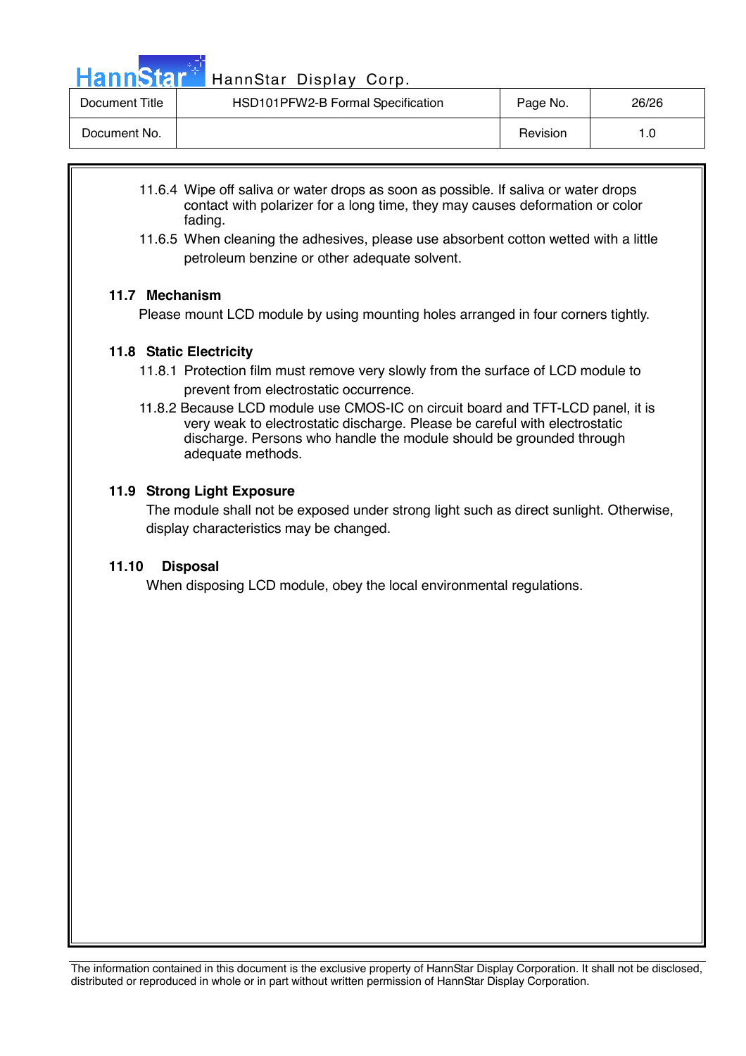11.6.4 Wipe off saliva or water drops as soon as possible. If saliva or water drops contact with polarizer for a long time, they may causes deformation or color fading.

11.6.5 When cleaning the adhesives, please use absorbent cotton wetted with a little petroleum benzine or other adequate solvent.

### 11.7 Mechanism

Please mount LCD module by using mounting holes arranged in four corners tightly.

### 11.8 Static Electricity

11.8.1 Protection film must remove very slowly from the surface of LCD module to prevent from electrostatic occurrence.

11.8.2 Because LCD module use CMOS-IC on circuit board and TFT-LCD panel, it is very weak to electrostatic discharge. Please be careful with electrostatic discharge. Persons who handle the module should be grounded through adequate methods.

### 11.9 Strong Light Exposure

The module shall not be exposed under strong light such as direct sunlight. Otherwise, display characteristics may be changed.

### 11.10 Disposal

When disposing LCD module, obey the local environmental regulations.